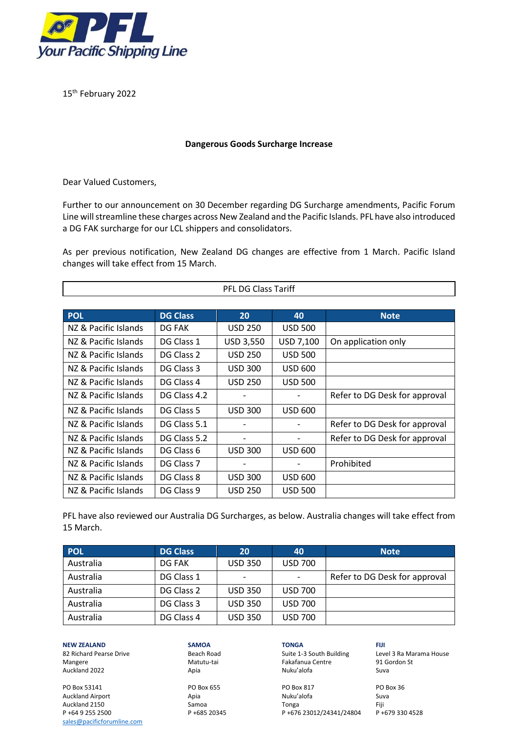15th February 2022

**Dangerous Goods Surcharge Increase**

Dear Valued Customers,

Further to our announcement on 30 December regarding DG Surcharge amendments, Pacific Forum Line will streamline these charges across New Zealand and the Pacific Islands. PFL have also introduced a DG FAK surcharge for our LCL shippers and consolidators.

As per previous notification, New Zealand DG changes are effective from 1 March. Pacific Island changes will take effect from 15 March.

**PFL DG Class Tariff**

| POL | DG Class | 20 | 40 | Note |
|---|---|---|---|---|
| NZ & Pacific Islands | DG FAK | USD 250 | USD 500 | |
| NZ & Pacific Islands | DG Class 1 | USD 3,550 | USD 7,100 | On application only |
| NZ & Pacific Islands | DG Class 2 | USD 250 | USD 500 | |
| NZ & Pacific Islands | DG Class 3 | USD 300 | USD 600 | |
| NZ & Pacific Islands | DG Class 4 | USD 250 | USD 500 | |
| NZ & Pacific Islands | DG Class 4.2 | - | - | Refer to DG Desk for approval |
| NZ & Pacific Islands | DG Class 5 | USD 300 | USD 600 | |
| NZ & Pacific Islands | DG Class 5.1 | - | - | Refer to DG Desk for approval |
| NZ & Pacific Islands | DG Class 5.2 | - | - | Refer to DG Desk for approval |
| NZ & Pacific Islands | DG Class 6 | USD 300 | USD 600 | |
| NZ & Pacific Islands | DG Class 7 | - | - | Prohibited |
| NZ & Pacific Islands | DG Class 8 | USD 300 | USD 600 | |
| NZ & Pacific Islands | DG Class 9 | USD 250 | USD 500 | |

PFL have also reviewed our Australia DG Surcharges, as below. Australia changes will take effect from 15 March.

| POL | DG Class | 20 | 40 | Note |
|---|---|---|---|---|
| Australia | DG FAK | USD 350 | USD 700 | |
| Australia | DG Class 1 | - | - | Refer to DG Desk for approval |
| Australia | DG Class 2 | USD 350 | USD 700 | |
| Australia | DG Class 3 | USD 350 | USD 700 | |
| Australia | DG Class 4 | USD 350 | USD 700 | |

**NEW ZEALAND**
82 Richard Pearse Drive
Mangere
Auckland 2022

PO Box 53141
Auckland Airport
Auckland 2150
P +64 9 255 2500
sales@pacificforumline.com

**SAMOA**
Beach Road
Matutu-tai
Apia

PO Box 655
Apia
Samoa
P +685 20345

**TONGA**
Suite 1-3 South Building
Fakafanua Centre
Nuku'alofa

PO Box 817
Nuku'alofa
Tonga
P +676 23012/24341/24804

**FIJI**
Level 3 Ra Marama House
91 Gordon St
Suva

PO Box 36
Suva
Fiji
P +679 330 4528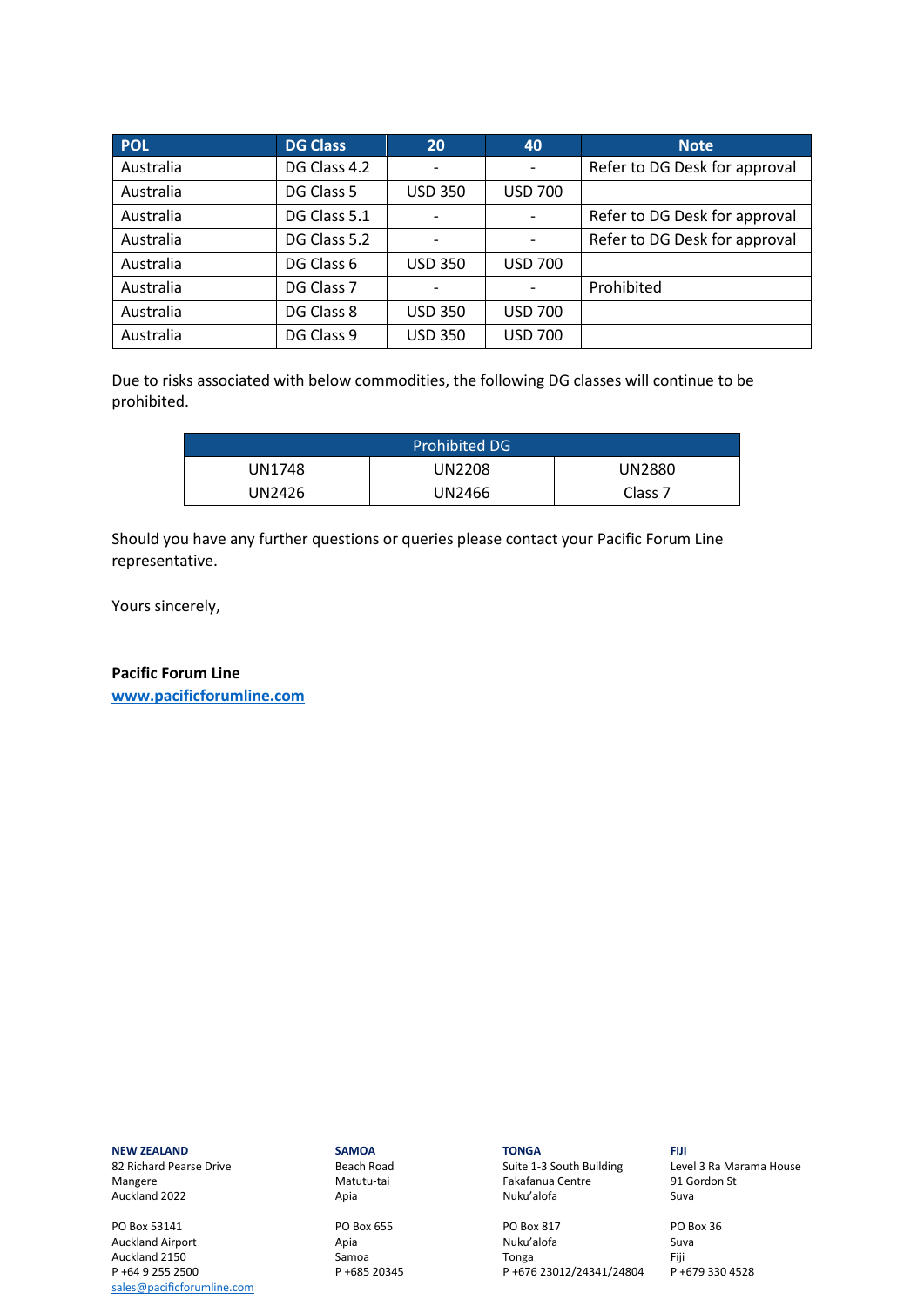| POL | DG Class | 20 | 40 | Note |
|---|---|---|---|---|
| Australia | DG Class 4.2 | - | - | Refer to DG Desk for approval |
| Australia | DG Class 5 | USD 350 | USD 700 | |
| Australia | DG Class 5.1 | - | - | Refer to DG Desk for approval |
| Australia | DG Class 5.2 | - | - | Refer to DG Desk for approval |
| Australia | DG Class 6 | USD 350 | USD 700 | |
| Australia | DG Class 7 | - | - | Prohibited |
| Australia | DG Class 8 | USD 350 | USD 700 | |
| Australia | DG Class 9 | USD 350 | USD 700 | |

Due to risks associated with below commodities, the following DG classes will continue to be prohibited.

| Prohibited DG | | |
|---|---|---|
| UN1748 | UN2208 | UN2880 |
| UN2426 | UN2466 | Class 7 |

Should you have any further questions or queries please contact your Pacific Forum Line representative.

Yours sincerely,

**Pacific Forum Line**
[www.pacificforumline.com](http://www.pacificforumline.com)

**NEW ZEALAND**
82 Richard Pearse Drive
Mangere
Auckland 2022

PO Box 53141
Auckland Airport
Auckland 2150
P +64 9 255 2500
sales@pacificforumline.com

**SAMOA**
Beach Road
Matutu-tai
Apia

PO Box 655
Apia
Samoa
P +685 20345

**TONGA**
Suite 1-3 South Building
Fakafanua Centre
Nuku'alofa

PO Box 817
Nuku'alofa
Tonga
P +676 23012/24341/24804

**FIJI**
Level 3 Ra Marama House
91 Gordon St
Suva

PO Box 36
Suva
Fiji
P +679 330 4528